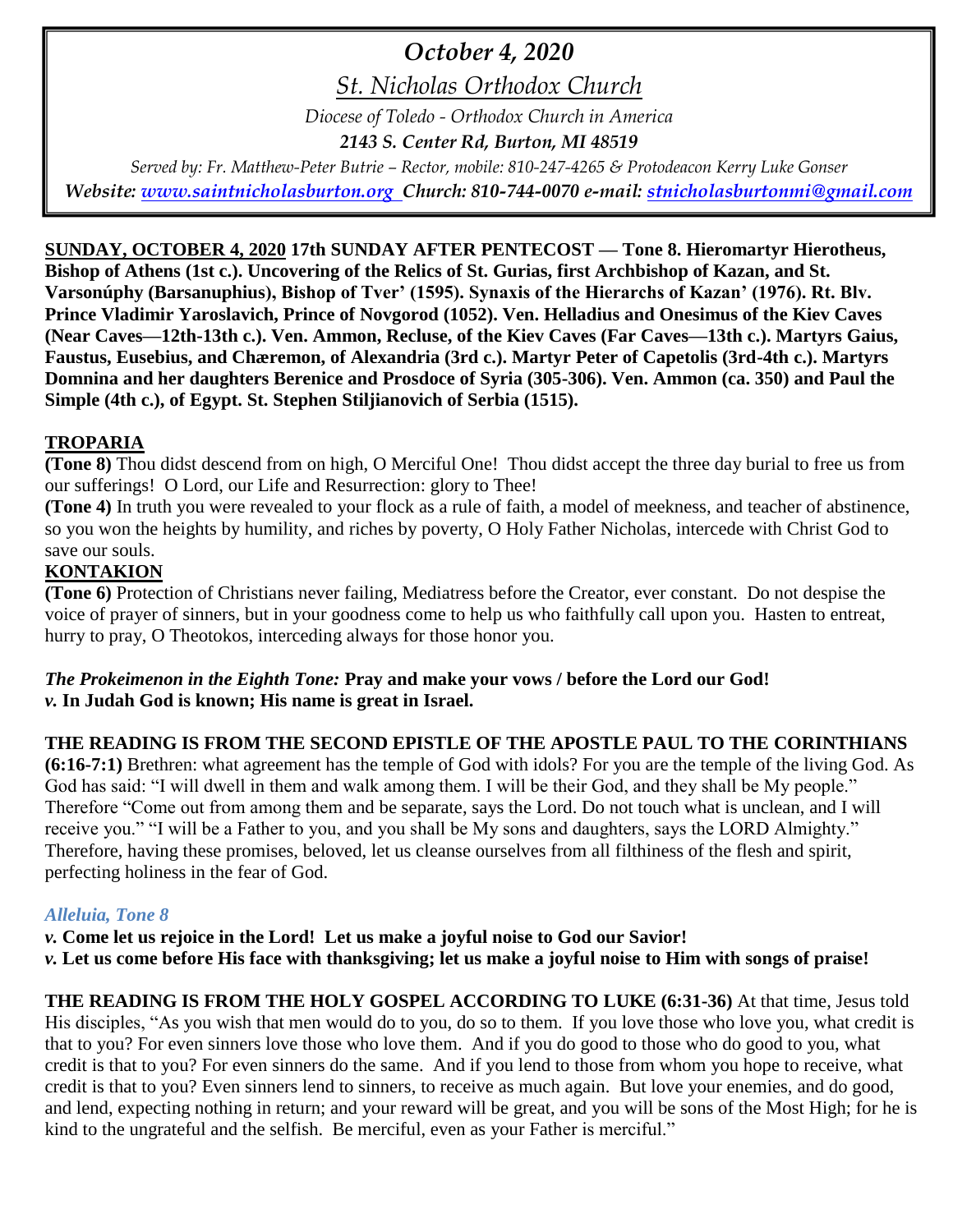# *October 4, 2020*

## *St. Nicholas Orthodox Church*

*Diocese of Toledo - Orthodox Church in America*

***2143 S. Center Rd, Burton, MI 48519***

*Served by: Fr. Matthew-Peter Butrie – Rector, mobile: 810-247-4265 & Protodeacon Kerry Luke Gonser*

***Website: www.saintnicholasburton.org Church: 810-744-0070 e-mail: stnicholasburtonmi@gmail.com***

**SUNDAY, OCTOBER 4, 2020 17th SUNDAY AFTER PENTECOST — Tone 8. Hieromartyr Hierotheus, Bishop of Athens (1st c.). Uncovering of the Relics of St. Gurias, first Archbishop of Kazan, and St. Varsonúphy (Barsanuphius), Bishop of Tver' (1595). Synaxis of the Hierarchs of Kazan' (1976). Rt. Blv. Prince Vladimir Yaroslavich, Prince of Novgorod (1052). Ven. Helladius and Onesimus of the Kiev Caves (Near Caves—12th-13th c.). Ven. Ammon, Recluse, of the Kiev Caves (Far Caves—13th c.). Martyrs Gaius, Faustus, Eusebius, and Chæremon, of Alexandria (3rd c.). Martyr Peter of Capetolis (3rd-4th c.). Martyrs Domnina and her daughters Berenice and Prosdoce of Syria (305-306). Ven. Ammon (ca. 350) and Paul the Simple (4th c.), of Egypt. St. Stephen Stiljianovich of Serbia (1515).**

## TROPARIA

**(Tone 8)** Thou didst descend from on high, O Merciful One! Thou didst accept the three day burial to free us from our sufferings! O Lord, our Life and Resurrection: glory to Thee!

**(Tone 4)** In truth you were revealed to your flock as a rule of faith, a model of meekness, and teacher of abstinence, so you won the heights by humility, and riches by poverty, O Holy Father Nicholas, intercede with Christ God to save our souls.

## KONTAKION

**(Tone 6)** Protection of Christians never failing, Mediatress before the Creator, ever constant. Do not despise the voice of prayer of sinners, but in your goodness come to help us who faithfully call upon you. Hasten to entreat, hurry to pray, O Theotokos, interceding always for those honor you.

***The Prokeimenon in the Eighth Tone:*** **Pray and make your vows / before the Lord our God!**
***v.*** **In Judah God is known; His name is great in Israel.**

**THE READING IS FROM THE SECOND EPISTLE OF THE APOSTLE PAUL TO THE CORINTHIANS (6:16-7:1)** Brethren: what agreement has the temple of God with idols? For you are the temple of the living God. As God has said: "I will dwell in them and walk among them. I will be their God, and they shall be My people." Therefore "Come out from among them and be separate, says the Lord. Do not touch what is unclean, and I will receive you." "I will be a Father to you, and you shall be My sons and daughters, says the LORD Almighty." Therefore, having these promises, beloved, let us cleanse ourselves from all filthiness of the flesh and spirit, perfecting holiness in the fear of God.

***Alleluia, Tone 8***

***v.*** **Come let us rejoice in the Lord! Let us make a joyful noise to God our Savior!**
***v.*** **Let us come before His face with thanksgiving; let us make a joyful noise to Him with songs of praise!**

**THE READING IS FROM THE HOLY GOSPEL ACCORDING TO LUKE (6:31-36)** At that time, Jesus told His disciples, "As you wish that men would do to you, do so to them. If you love those who love you, what credit is that to you? For even sinners love those who love them. And if you do good to those who do good to you, what credit is that to you? For even sinners do the same. And if you lend to those from whom you hope to receive, what credit is that to you? Even sinners lend to sinners, to receive as much again. But love your enemies, and do good, and lend, expecting nothing in return; and your reward will be great, and you will be sons of the Most High; for he is kind to the ungrateful and the selfish. Be merciful, even as your Father is merciful."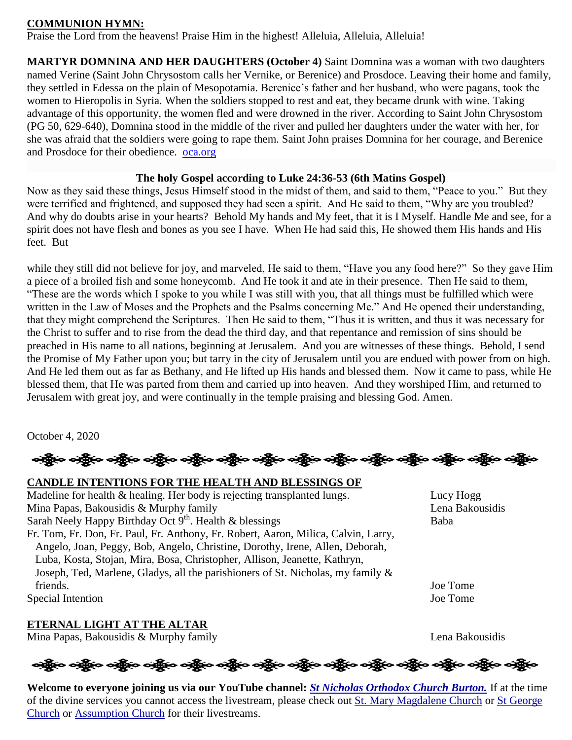**COMMUNION HYMN:**

Praise the Lord from the heavens! Praise Him in the highest! Alleluia, Alleluia, Alleluia!

**MARTYR DOMNINA AND HER DAUGHTERS (October 4)** Saint Domnina was a woman with two daughters named Verine (Saint John Chrysostom calls her Vernike, or Berenice) and Prosdoce. Leaving their home and family, they settled in Edessa on the plain of Mesopotamia. Berenice's father and her husband, who were pagans, took the women to Hieropolis in Syria. When the soldiers stopped to rest and eat, they became drunk with wine. Taking advantage of this opportunity, the women fled and were drowned in the river. According to Saint John Chrysostom (PG 50, 629-640), Domnina stood in the middle of the river and pulled her daughters under the water with her, for she was afraid that the soldiers were going to rape them. Saint John praises Domnina for her courage, and Berenice and Prosdoce for their obedience. oca.org

**The holy Gospel according to Luke 24:36-53 (6th Matins Gospel)**

Now as they said these things, Jesus Himself stood in the midst of them, and said to them, "Peace to you." But they were terrified and frightened, and supposed they had seen a spirit. And He said to them, "Why are you troubled? And why do doubts arise in your hearts? Behold My hands and My feet, that it is I Myself. Handle Me and see, for a spirit does not have flesh and bones as you see I have. When He had said this, He showed them His hands and His feet. But

while they still did not believe for joy, and marveled, He said to them, "Have you any food here?" So they gave Him a piece of a broiled fish and some honeycomb. And He took it and ate in their presence. Then He said to them, "These are the words which I spoke to you while I was still with you, that all things must be fulfilled which were written in the Law of Moses and the Prophets and the Psalms concerning Me." And He opened their understanding, that they might comprehend the Scriptures. Then He said to them, "Thus it is written, and thus it was necessary for the Christ to suffer and to rise from the dead the third day, and that repentance and remission of sins should be preached in His name to all nations, beginning at Jerusalem. And you are witnesses of these things. Behold, I send the Promise of My Father upon you; but tarry in the city of Jerusalem until you are endued with power from on high. And He led them out as far as Bethany, and He lifted up His hands and blessed them. Now it came to pass, while He blessed them, that He was parted from them and carried up into heaven. And they worshiped Him, and returned to Jerusalem with great joy, and were continually in the temple praising and blessing God. Amen.

October 4, 2020

**CANDLE INTENTIONS FOR THE HEALTH AND BLESSINGS OF**

| | |
|---|---|
| Madeline for health & healing. Her body is rejecting transplanted lungs. | Lucy Hogg |
| Mina Papas, Bakousidis & Murphy family | Lena Bakousidis |
| Sarah Neely Happy Birthday Oct 9th. Health & blessings | Baba |
| Fr. Tom, Fr. Don, Fr. Paul, Fr. Anthony, Fr. Robert, Aaron, Milica, Calvin, Larry, Angelo, Joan, Peggy, Bob, Angelo, Christine, Dorothy, Irene, Allen, Deborah, Luba, Kosta, Stojan, Mira, Bosa, Christopher, Allison, Jeanette, Kathryn, Joseph, Ted, Marlene, Gladys, all the parishioners of St. Nicholas, my family & friends. | Joe Tome |
| Special Intention | Joe Tome |

**ETERNAL LIGHT AT THE ALTAR**

| | |
|---|---|
| Mina Papas, Bakousidis & Murphy family | Lena Bakousidis |

**Welcome to everyone joining us via our YouTube channel:** ***St Nicholas Orthodox Church Burton.*** If at the time of the divine services you cannot access the livestream, please check out St. Mary Magdalene Church or St George Church or Assumption Church for their livestreams.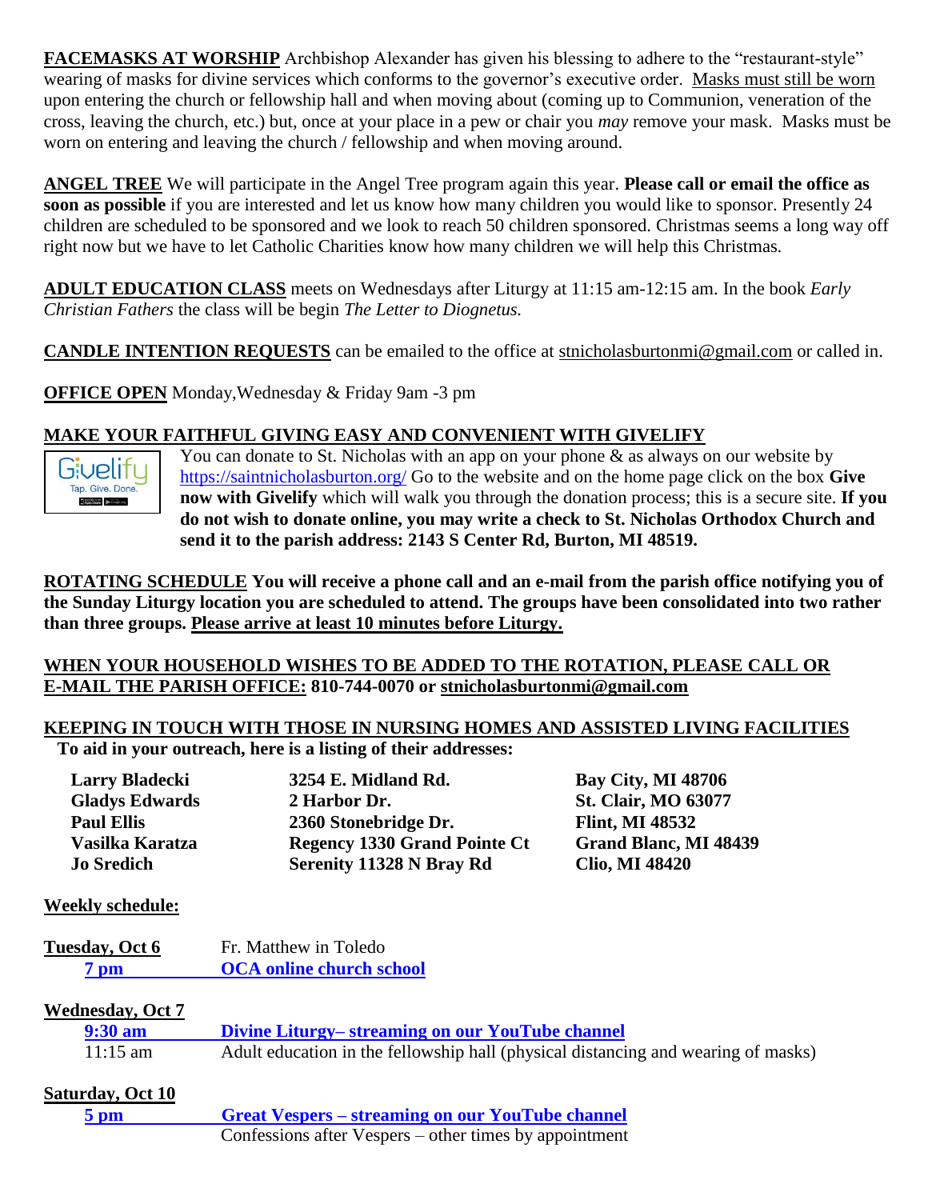**FACEMASKS AT WORSHIP** Archbishop Alexander has given his blessing to adhere to the "restaurant-style" wearing of masks for divine services which conforms to the governor's executive order. Masks must still be worn upon entering the church or fellowship hall and when moving about (coming up to Communion, veneration of the cross, leaving the church, etc.) but, once at your place in a pew or chair you *may* remove your mask. Masks must be worn on entering and leaving the church / fellowship and when moving around.

**ANGEL TREE** We will participate in the Angel Tree program again this year. **Please call or email the office as soon as possible** if you are interested and let us know how many children you would like to sponsor. Presently 24 children are scheduled to be sponsored and we look to reach 50 children sponsored. Christmas seems a long way off right now but we have to let Catholic Charities know how many children we will help this Christmas.

**ADULT EDUCATION CLASS** meets on Wednesdays after Liturgy at 11:15 am-12:15 am. In the book *Early Christian Fathers* the class will be begin *The Letter to Diognetus.*

**CANDLE INTENTION REQUESTS** can be emailed to the office at stnicholasburtonmi@gmail.com or called in.

**OFFICE OPEN** Monday,Wednesday & Friday 9am -3 pm

**MAKE YOUR FAITHFUL GIVING EASY AND CONVENIENT WITH GIVELIFY**

You can donate to St. Nicholas with an app on your phone & as always on our website by https://saintnicholasburton.org/ Go to the website and on the home page click on the box **Give now with Givelify** which will walk you through the donation process; this is a secure site. **If you do not wish to donate online, you may write a check to St. Nicholas Orthodox Church and send it to the parish address: 2143 S Center Rd, Burton, MI 48519.**

**ROTATING SCHEDULE You will receive a phone call and an e-mail from the parish office notifying you of the Sunday Liturgy location you are scheduled to attend. The groups have been consolidated into two rather than three groups. Please arrive at least 10 minutes before Liturgy.**

**WHEN YOUR HOUSEHOLD WISHES TO BE ADDED TO THE ROTATION, PLEASE CALL OR E-MAIL THE PARISH OFFICE: 810-744-0070 or stnicholasburtonmi@gmail.com**

**KEEPING IN TOUCH WITH THOSE IN NURSING HOMES AND ASSISTED LIVING FACILITIES**
**To aid in your outreach, here is a listing of their addresses:**

| | | |
|---|---|---|
| **Larry Bladecki** | **3254 E. Midland Rd.** | **Bay City, MI 48706** |
| **Gladys Edwards** | **2 Harbor Dr.** | **St. Clair, MO 63077** |
| **Paul Ellis** | **2360 Stonebridge Dr.** | **Flint, MI 48532** |
| **Vasilka Karatza** | **Regency 1330 Grand Pointe Ct** | **Grand Blanc, MI 48439** |
| **Jo Sredich** | **Serenity 11328 N Bray Rd** | **Clio, MI 48420** |

**Weekly schedule:**

**Tuesday, Oct 6** Fr. Matthew in Toledo
**7 pm** **OCA online church school**

**Wednesday, Oct 7**
**9:30 am** **Divine Liturgy– streaming on our YouTube channel**
11:15 am Adult education in the fellowship hall (physical distancing and wearing of masks)

**Saturday, Oct 10**
**5 pm** **Great Vespers – streaming on our YouTube channel**
Confessions after Vespers – other times by appointment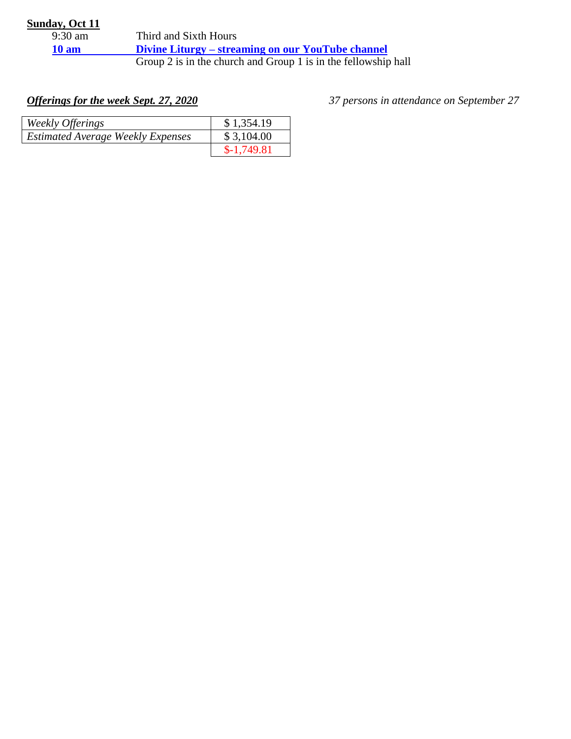**Sunday, Oct 11**

9:30 am Third and Sixth Hours

**10 am Divine Liturgy – streaming on our YouTube channel**

Group 2 is in the church and Group 1 is in the fellowship hall

***Offerings for the week Sept. 27, 2020***

*37 persons in attendance on September 27*

| | |
|---|---|
| *Weekly Offerings* | $ 1,354.19 |
| *Estimated Average Weekly Expenses* | $ 3,104.00 |
| | $-1,749.81 |